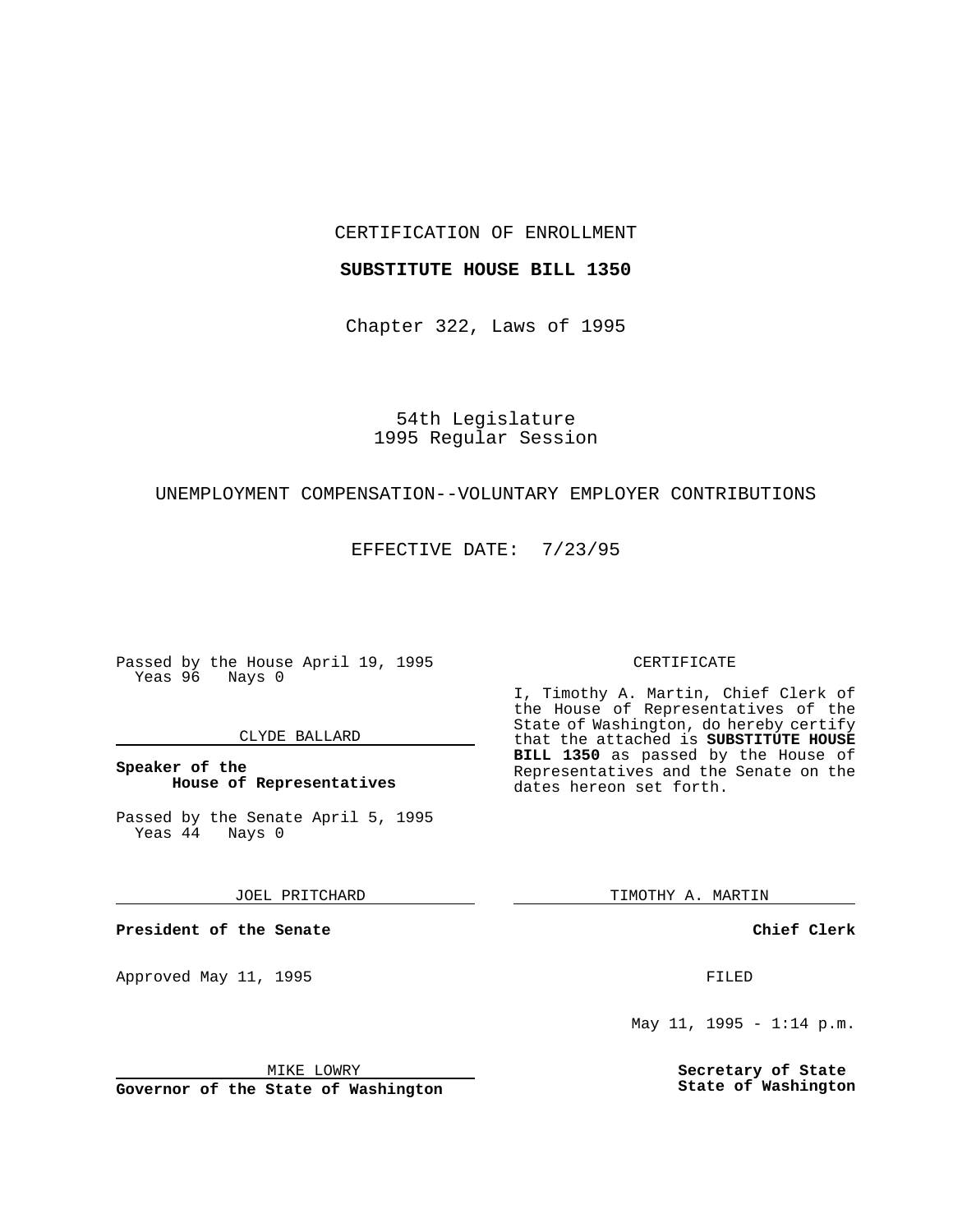CERTIFICATION OF ENROLLMENT

**SUBSTITUTE HOUSE BILL 1350**

Chapter 322, Laws of 1995

54th Legislature
1995 Regular Session

UNEMPLOYMENT COMPENSATION--VOLUNTARY EMPLOYER CONTRIBUTIONS

EFFECTIVE DATE: 7/23/95

Passed by the House April 19, 1995
Yeas 96 Nays 0

CLYDE BALLARD

**Speaker of the House of Representatives**

Passed by the Senate April 5, 1995
Yeas 44 Nays 0

JOEL PRITCHARD

**President of the Senate**

Approved May 11, 1995

MIKE LOWRY

**Governor of the State of Washington**

CERTIFICATE

I, Timothy A. Martin, Chief Clerk of the House of Representatives of the State of Washington, do hereby certify that the attached is **SUBSTITUTE HOUSE BILL 1350** as passed by the House of Representatives and the Senate on the dates hereon set forth.

TIMOTHY A. MARTIN

**Chief Clerk**

FILED

May 11, 1995 - 1:14 p.m.

**Secretary of State State of Washington**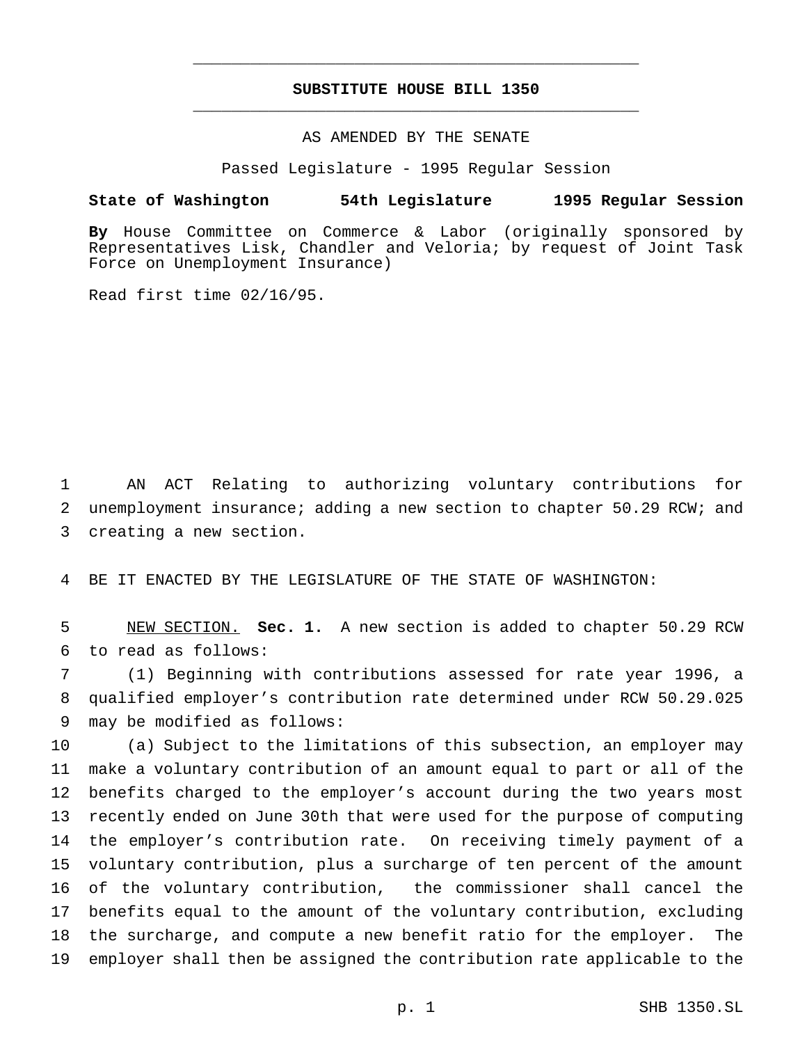# SUBSTITUTE HOUSE BILL 1350

AS AMENDED BY THE SENATE

Passed Legislature - 1995 Regular Session

**State of Washington 54th Legislature 1995 Regular Session**

**By** House Committee on Commerce & Labor (originally sponsored by Representatives Lisk, Chandler and Veloria; by request of Joint Task Force on Unemployment Insurance)

Read first time 02/16/95.

AN ACT Relating to authorizing voluntary contributions for unemployment insurance; adding a new section to chapter 50.29 RCW; and creating a new section.

BE IT ENACTED BY THE LEGISLATURE OF THE STATE OF WASHINGTON:

NEW SECTION. **Sec. 1.** A new section is added to chapter 50.29 RCW to read as follows:

(1) Beginning with contributions assessed for rate year 1996, a qualified employer's contribution rate determined under RCW 50.29.025 may be modified as follows:

(a) Subject to the limitations of this subsection, an employer may make a voluntary contribution of an amount equal to part or all of the benefits charged to the employer's account during the two years most recently ended on June 30th that were used for the purpose of computing the employer's contribution rate. On receiving timely payment of a voluntary contribution, plus a surcharge of ten percent of the amount of the voluntary contribution, the commissioner shall cancel the benefits equal to the amount of the voluntary contribution, excluding the surcharge, and compute a new benefit ratio for the employer. The employer shall then be assigned the contribution rate applicable to the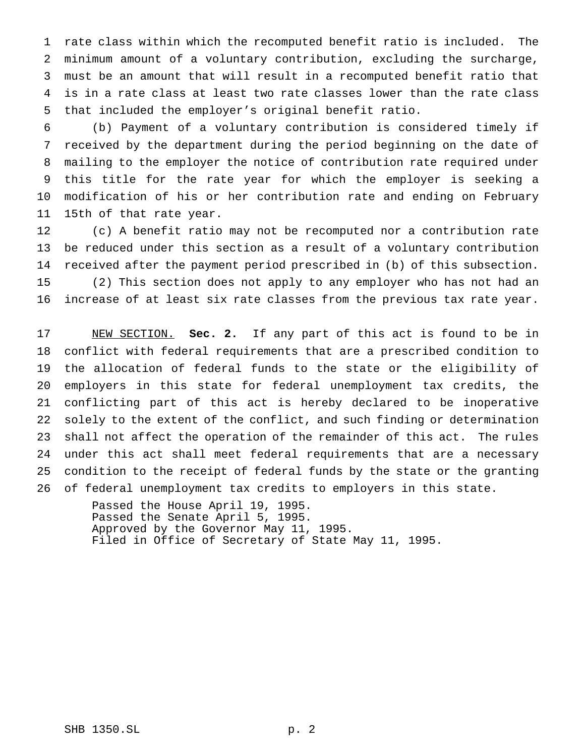rate class within which the recomputed benefit ratio is included. The minimum amount of a voluntary contribution, excluding the surcharge, must be an amount that will result in a recomputed benefit ratio that is in a rate class at least two rate classes lower than the rate class that included the employer's original benefit ratio.

(b) Payment of a voluntary contribution is considered timely if received by the department during the period beginning on the date of mailing to the employer the notice of contribution rate required under this title for the rate year for which the employer is seeking a modification of his or her contribution rate and ending on February 15th of that rate year.

(c) A benefit ratio may not be recomputed nor a contribution rate be reduced under this section as a result of a voluntary contribution received after the payment period prescribed in (b) of this subsection.

(2) This section does not apply to any employer who has not had an increase of at least six rate classes from the previous tax rate year.

NEW SECTION. **Sec. 2.** If any part of this act is found to be in conflict with federal requirements that are a prescribed condition to the allocation of federal funds to the state or the eligibility of employers in this state for federal unemployment tax credits, the conflicting part of this act is hereby declared to be inoperative solely to the extent of the conflict, and such finding or determination shall not affect the operation of the remainder of this act. The rules under this act shall meet federal requirements that are a necessary condition to the receipt of federal funds by the state or the granting of federal unemployment tax credits to employers in this state.

Passed the House April 19, 1995.
Passed the Senate April 5, 1995.
Approved by the Governor May 11, 1995.
Filed in Office of Secretary of State May 11, 1995.